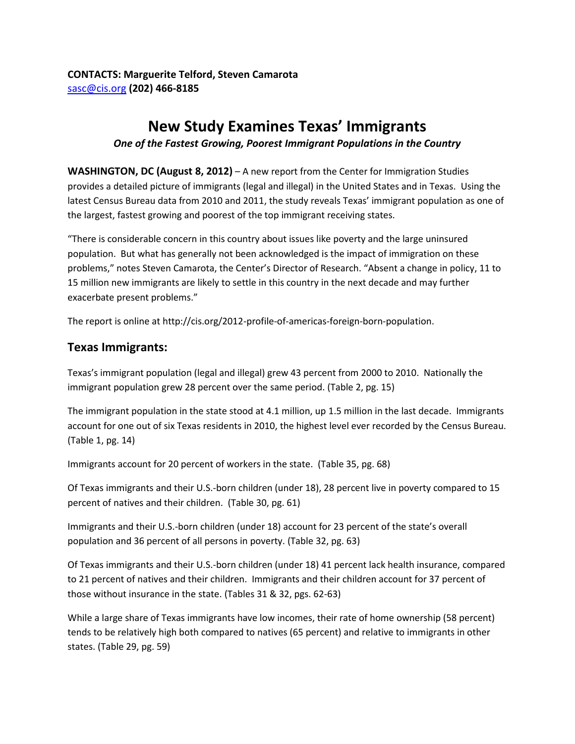**CONTACTS: Marguerite Telford, Steven Camarota**
sasc@cis.org **(202) 466-8185**

# New Study Examines Texas' Immigrants

***One of the Fastest Growing, Poorest Immigrant Populations in the Country***

**WASHINGTON, DC (August 8, 2012)** – A new report from the Center for Immigration Studies provides a detailed picture of immigrants (legal and illegal) in the United States and in Texas. Using the latest Census Bureau data from 2010 and 2011, the study reveals Texas' immigrant population as one of the largest, fastest growing and poorest of the top immigrant receiving states.

"There is considerable concern in this country about issues like poverty and the large uninsured population. But what has generally not been acknowledged is the impact of immigration on these problems," notes Steven Camarota, the Center's Director of Research. "Absent a change in policy, 11 to 15 million new immigrants are likely to settle in this country in the next decade and may further exacerbate present problems."

The report is online at http://cis.org/2012-profile-of-americas-foreign-born-population.

## Texas Immigrants:

Texas's immigrant population (legal and illegal) grew 43 percent from 2000 to 2010. Nationally the immigrant population grew 28 percent over the same period. (Table 2, pg. 15)

The immigrant population in the state stood at 4.1 million, up 1.5 million in the last decade. Immigrants account for one out of six Texas residents in 2010, the highest level ever recorded by the Census Bureau. (Table 1, pg. 14)

Immigrants account for 20 percent of workers in the state. (Table 35, pg. 68)

Of Texas immigrants and their U.S.-born children (under 18), 28 percent live in poverty compared to 15 percent of natives and their children. (Table 30, pg. 61)

Immigrants and their U.S.-born children (under 18) account for 23 percent of the state's overall population and 36 percent of all persons in poverty. (Table 32, pg. 63)

Of Texas immigrants and their U.S.-born children (under 18) 41 percent lack health insurance, compared to 21 percent of natives and their children. Immigrants and their children account for 37 percent of those without insurance in the state. (Tables 31 & 32, pgs. 62-63)

While a large share of Texas immigrants have low incomes, their rate of home ownership (58 percent) tends to be relatively high both compared to natives (65 percent) and relative to immigrants in other states. (Table 29, pg. 59)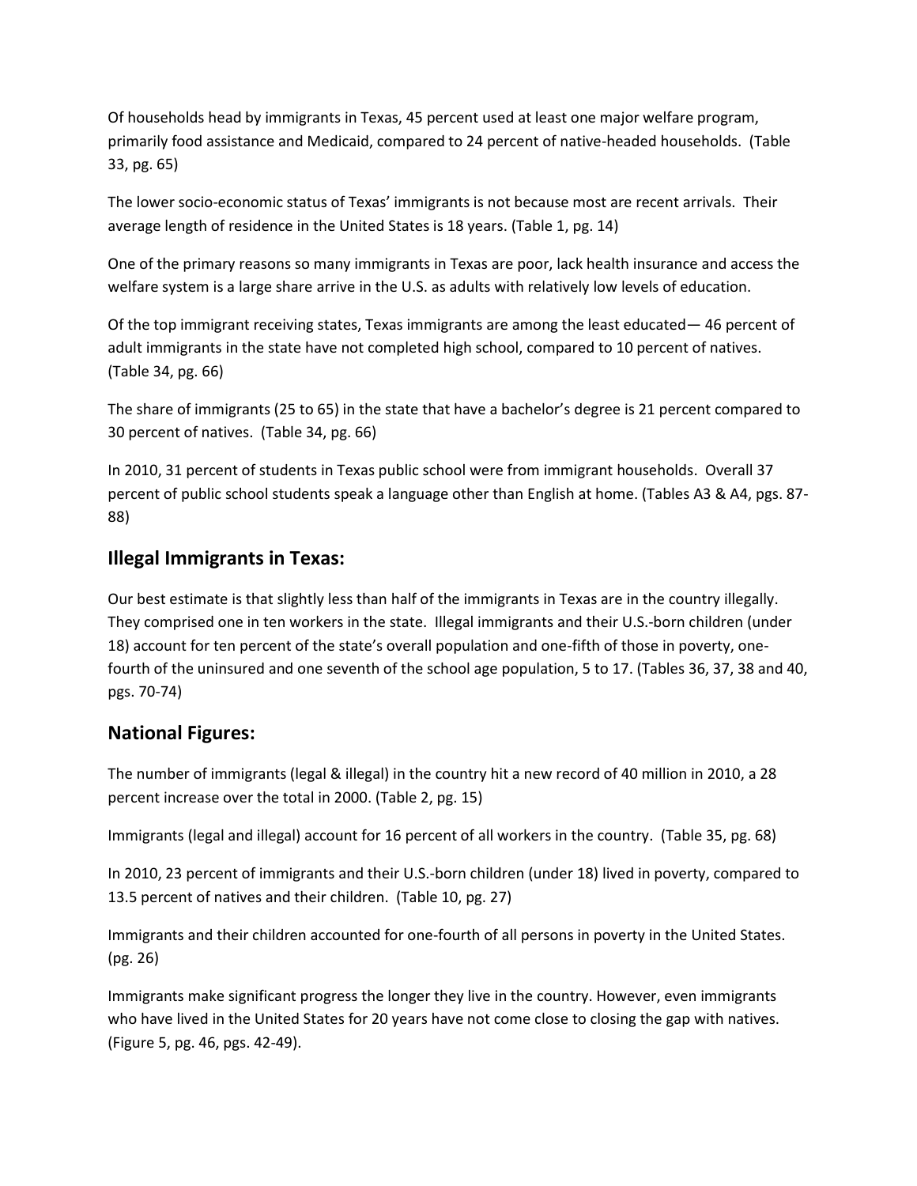Of households head by immigrants in Texas, 45 percent used at least one major welfare program, primarily food assistance and Medicaid, compared to 24 percent of native-headed households. (Table 33, pg. 65)

The lower socio-economic status of Texas' immigrants is not because most are recent arrivals. Their average length of residence in the United States is 18 years. (Table 1, pg. 14)

One of the primary reasons so many immigrants in Texas are poor, lack health insurance and access the welfare system is a large share arrive in the U.S. as adults with relatively low levels of education.

Of the top immigrant receiving states, Texas immigrants are among the least educated— 46 percent of adult immigrants in the state have not completed high school, compared to 10 percent of natives. (Table 34, pg. 66)

The share of immigrants (25 to 65) in the state that have a bachelor's degree is 21 percent compared to 30 percent of natives. (Table 34, pg. 66)

In 2010, 31 percent of students in Texas public school were from immigrant households. Overall 37 percent of public school students speak a language other than English at home. (Tables A3 & A4, pgs. 87-88)

## Illegal Immigrants in Texas:

Our best estimate is that slightly less than half of the immigrants in Texas are in the country illegally. They comprised one in ten workers in the state. Illegal immigrants and their U.S.-born children (under 18) account for ten percent of the state's overall population and one-fifth of those in poverty, one-fourth of the uninsured and one seventh of the school age population, 5 to 17. (Tables 36, 37, 38 and 40, pgs. 70-74)

## National Figures:

The number of immigrants (legal & illegal) in the country hit a new record of 40 million in 2010, a 28 percent increase over the total in 2000. (Table 2, pg. 15)

Immigrants (legal and illegal) account for 16 percent of all workers in the country. (Table 35, pg. 68)

In 2010, 23 percent of immigrants and their U.S.-born children (under 18) lived in poverty, compared to 13.5 percent of natives and their children. (Table 10, pg. 27)

Immigrants and their children accounted for one-fourth of all persons in poverty in the United States. (pg. 26)

Immigrants make significant progress the longer they live in the country. However, even immigrants who have lived in the United States for 20 years have not come close to closing the gap with natives. (Figure 5, pg. 46, pgs. 42-49).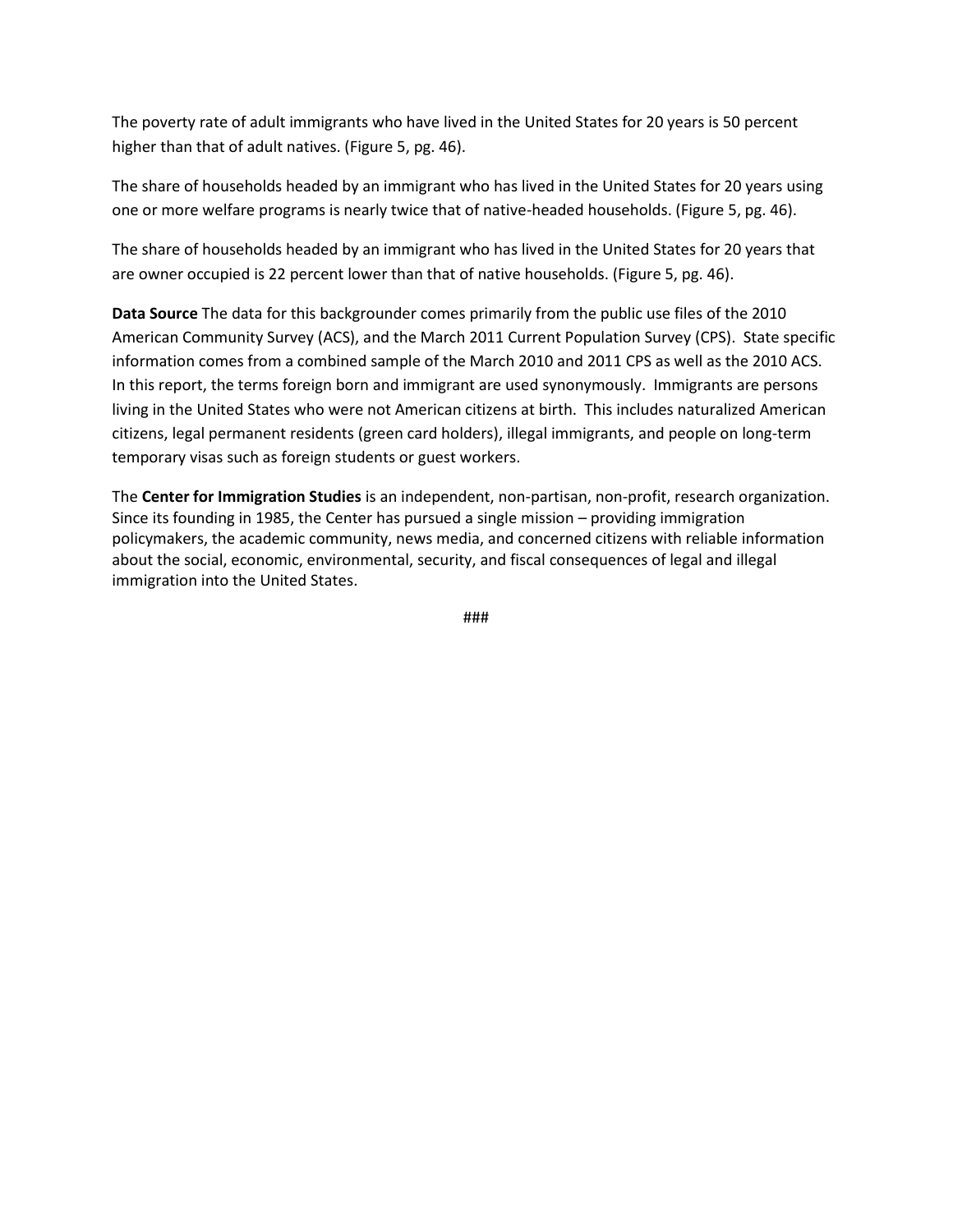The poverty rate of adult immigrants who have lived in the United States for 20 years is 50 percent higher than that of adult natives. (Figure 5, pg. 46).

The share of households headed by an immigrant who has lived in the United States for 20 years using one or more welfare programs is nearly twice that of native-headed households. (Figure 5, pg. 46).

The share of households headed by an immigrant who has lived in the United States for 20 years that are owner occupied is 22 percent lower than that of native households. (Figure 5, pg. 46).

**Data Source** The data for this backgrounder comes primarily from the public use files of the 2010 American Community Survey (ACS), and the March 2011 Current Population Survey (CPS). State specific information comes from a combined sample of the March 2010 and 2011 CPS as well as the 2010 ACS. In this report, the terms foreign born and immigrant are used synonymously. Immigrants are persons living in the United States who were not American citizens at birth. This includes naturalized American citizens, legal permanent residents (green card holders), illegal immigrants, and people on long-term temporary visas such as foreign students or guest workers.

The **Center for Immigration Studies** is an independent, non-partisan, non-profit, research organization. Since its founding in 1985, the Center has pursued a single mission – providing immigration policymakers, the academic community, news media, and concerned citizens with reliable information about the social, economic, environmental, security, and fiscal consequences of legal and illegal immigration into the United States.

###